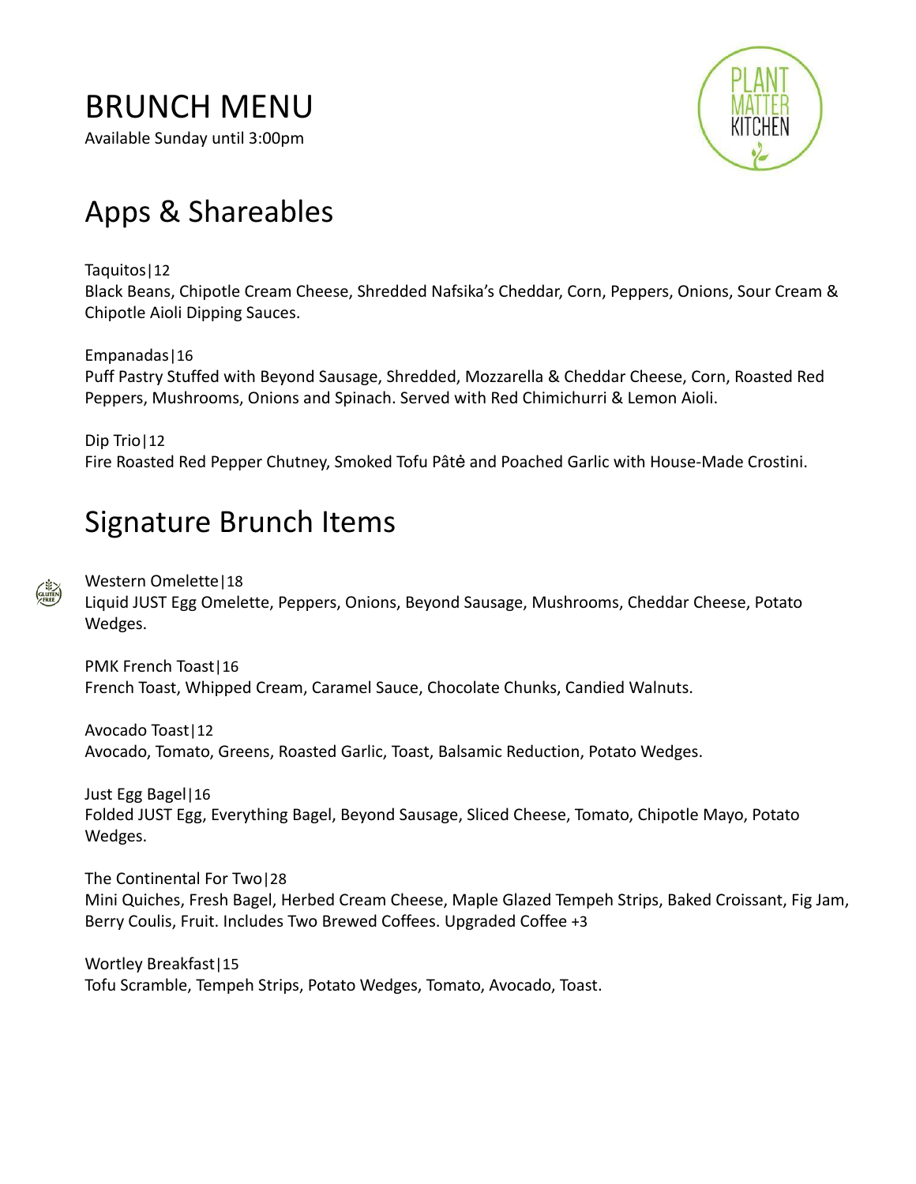# BRUNCH MENU

Available Sunday until 3:00pm

PLANT MATTER KITCHEN

## Apps & Shareables

Taquitos|12
Black Beans, Chipotle Cream Cheese, Shredded Nafsika's Cheddar, Corn, Peppers, Onions, Sour Cream & Chipotle Aioli Dipping Sauces.

Empanadas|16
Puff Pastry Stuffed with Beyond Sausage, Shredded, Mozzarella & Cheddar Cheese, Corn, Roasted Red Peppers, Mushrooms, Onions and Spinach. Served with Red Chimichurri & Lemon Aioli.

Dip Trio|12
Fire Roasted Red Pepper Chutney, Smoked Tofu Pâtė and Poached Garlic with House-Made Crostini.

## Signature Brunch Items

GLUTEN FREE

Western Omelette|18
Liquid JUST Egg Omelette, Peppers, Onions, Beyond Sausage, Mushrooms, Cheddar Cheese, Potato Wedges.

PMK French Toast|16
French Toast, Whipped Cream, Caramel Sauce, Chocolate Chunks, Candied Walnuts.

Avocado Toast|12
Avocado, Tomato, Greens, Roasted Garlic, Toast, Balsamic Reduction, Potato Wedges.

Just Egg Bagel|16
Folded JUST Egg, Everything Bagel, Beyond Sausage, Sliced Cheese, Tomato, Chipotle Mayo, Potato Wedges.

The Continental For Two|28
Mini Quiches, Fresh Bagel, Herbed Cream Cheese, Maple Glazed Tempeh Strips, Baked Croissant, Fig Jam, Berry Coulis, Fruit. Includes Two Brewed Coffees. Upgraded Coffee +3

Wortley Breakfast|15
Tofu Scramble, Tempeh Strips, Potato Wedges, Tomato, Avocado, Toast.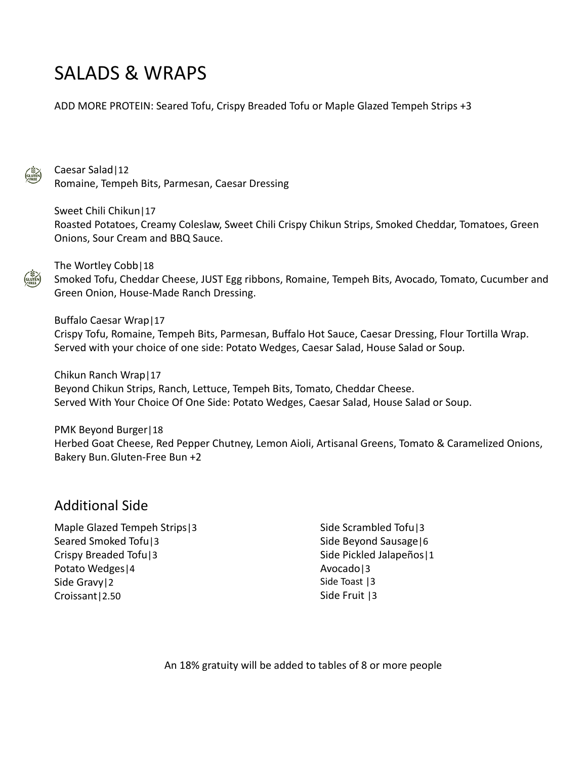# SALADS & WRAPS

ADD MORE PROTEIN: Seared Tofu, Crispy Breaded Tofu or Maple Glazed Tempeh Strips +3

Caesar Salad|12
Romaine, Tempeh Bits, Parmesan, Caesar Dressing

Sweet Chili Chikun|17
Roasted Potatoes, Creamy Coleslaw, Sweet Chili Crispy Chikun Strips, Smoked Cheddar, Tomatoes, Green Onions, Sour Cream and BBQ Sauce.

The Wortley Cobb|18
Smoked Tofu, Cheddar Cheese, JUST Egg ribbons, Romaine, Tempeh Bits, Avocado, Tomato, Cucumber and Green Onion, House-Made Ranch Dressing.

Buffalo Caesar Wrap|17
Crispy Tofu, Romaine, Tempeh Bits, Parmesan, Buffalo Hot Sauce, Caesar Dressing, Flour Tortilla Wrap.
Served with your choice of one side: Potato Wedges, Caesar Salad, House Salad or Soup.

Chikun Ranch Wrap|17
Beyond Chikun Strips, Ranch, Lettuce, Tempeh Bits, Tomato, Cheddar Cheese.
Served With Your Choice Of One Side: Potato Wedges, Caesar Salad, House Salad or Soup.

PMK Beyond Burger|18
Herbed Goat Cheese, Red Pepper Chutney, Lemon Aioli, Artisanal Greens, Tomato & Caramelized Onions, Bakery Bun. Gluten-Free Bun +2

## Additional Side

Maple Glazed Tempeh Strips|3
Seared Smoked Tofu|3
Crispy Breaded Tofu|3
Potato Wedges|4
Side Gravy|2
Croissant|2.50
Side Scrambled Tofu|3
Side Beyond Sausage|6
Side Pickled Jalapeños|1
Avocado|3
Side Toast |3
Side Fruit |3

An 18% gratuity will be added to tables of 8 or more people